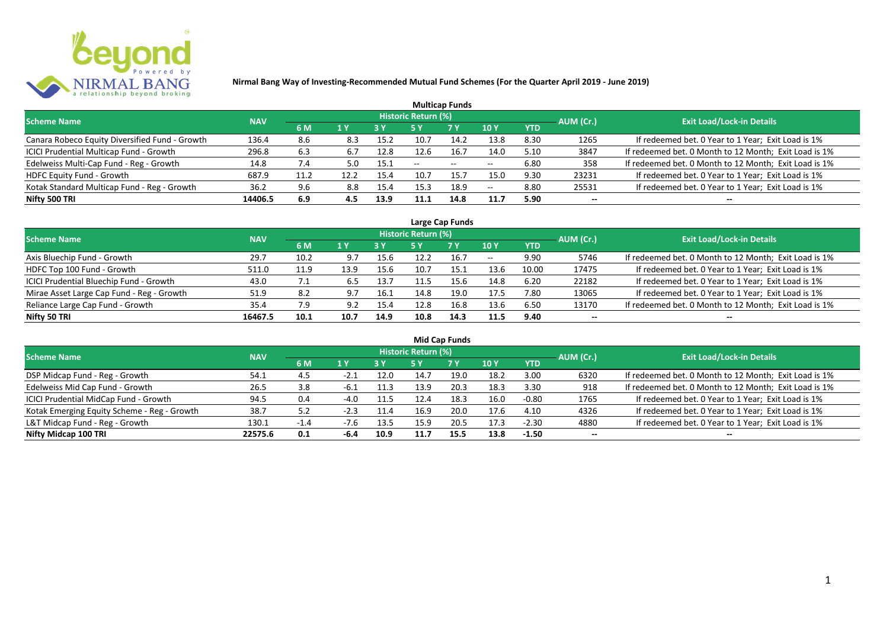# Nirmal Bang Way of Investing-Recommended Mutual Fund Schemes (For the Quarter April 2019 - June 2019)

## Multicap Funds

| Scheme Name | NAV | Historic Return (%) | | | | | | | AUM (Cr.) | Exit Load/Lock-in Details |
|---|---|---|---|---|---|---|---|---|---|---|
| | | 6 M | 1 Y | 3 Y | 5 Y | 7 Y | 10 Y | YTD | | |
| Canara Robeco Equity Diversified Fund - Growth | 136.4 | 8.6 | 8.3 | 15.2 | 10.7 | 14.2 | 13.8 | 8.30 | 1265 | If redeemed bet. 0 Year to 1 Year; Exit Load is 1% |
| ICICI Prudential Multicap Fund - Growth | 296.8 | 6.3 | 6.7 | 12.8 | 12.6 | 16.7 | 14.0 | 5.10 | 3847 | If redeemed bet. 0 Month to 12 Month; Exit Load is 1% |
| Edelweiss Multi-Cap Fund - Reg - Growth | 14.8 | 7.4 | 5.0 | 15.1 | -- | -- | -- | 6.80 | 358 | If redeemed bet. 0 Month to 12 Month; Exit Load is 1% |
| HDFC Equity Fund - Growth | 687.9 | 11.2 | 12.2 | 15.4 | 10.7 | 15.7 | 15.0 | 9.30 | 23231 | If redeemed bet. 0 Year to 1 Year; Exit Load is 1% |
| Kotak Standard Multicap Fund - Reg - Growth | 36.2 | 9.6 | 8.8 | 15.4 | 15.3 | 18.9 | -- | 8.80 | 25531 | If redeemed bet. 0 Year to 1 Year; Exit Load is 1% |
| **Nifty 500 TRI** | **14406.5** | **6.9** | **4.5** | **13.9** | **11.1** | **14.8** | **11.7** | **5.90** | **--** | **--** |

## Large Cap Funds

| Scheme Name | NAV | Historic Return (%) | | | | | | | AUM (Cr.) | Exit Load/Lock-in Details |
|---|---|---|---|---|---|---|---|---|---|---|
| | | 6 M | 1 Y | 3 Y | 5 Y | 7 Y | 10 Y | YTD | | |
| Axis Bluechip Fund - Growth | 29.7 | 10.2 | 9.7 | 15.6 | 12.2 | 16.7 | -- | 9.90 | 5746 | If redeemed bet. 0 Month to 12 Month; Exit Load is 1% |
| HDFC Top 100 Fund - Growth | 511.0 | 11.9 | 13.9 | 15.6 | 10.7 | 15.1 | 13.6 | 10.00 | 17475 | If redeemed bet. 0 Year to 1 Year; Exit Load is 1% |
| ICICI Prudential Bluechip Fund - Growth | 43.0 | 7.1 | 6.5 | 13.7 | 11.5 | 15.6 | 14.8 | 6.20 | 22182 | If redeemed bet. 0 Year to 1 Year; Exit Load is 1% |
| Mirae Asset Large Cap Fund - Reg - Growth | 51.9 | 8.2 | 9.7 | 16.1 | 14.8 | 19.0 | 17.5 | 7.80 | 13065 | If redeemed bet. 0 Year to 1 Year; Exit Load is 1% |
| Reliance Large Cap Fund - Growth | 35.4 | 7.9 | 9.2 | 15.4 | 12.8 | 16.8 | 13.6 | 6.50 | 13170 | If redeemed bet. 0 Month to 12 Month; Exit Load is 1% |
| **Nifty 50 TRI** | **16467.5** | **10.1** | **10.7** | **14.9** | **10.8** | **14.3** | **11.5** | **9.40** | **--** | **--** |

## Mid Cap Funds

| Scheme Name | NAV | Historic Return (%) | | | | | | | AUM (Cr.) | Exit Load/Lock-in Details |
|---|---|---|---|---|---|---|---|---|---|---|
| | | 6 M | 1 Y | 3 Y | 5 Y | 7 Y | 10 Y | YTD | | |
| DSP Midcap Fund - Reg - Growth | 54.1 | 4.5 | -2.1 | 12.0 | 14.7 | 19.0 | 18.2 | 3.00 | 6320 | If redeemed bet. 0 Month to 12 Month; Exit Load is 1% |
| Edelweiss Mid Cap Fund - Growth | 26.5 | 3.8 | -6.1 | 11.3 | 13.9 | 20.3 | 18.3 | 3.30 | 918 | If redeemed bet. 0 Month to 12 Month; Exit Load is 1% |
| ICICI Prudential MidCap Fund - Growth | 94.5 | 0.4 | -4.0 | 11.5 | 12.4 | 18.3 | 16.0 | -0.80 | 1765 | If redeemed bet. 0 Year to 1 Year; Exit Load is 1% |
| Kotak Emerging Equity Scheme - Reg - Growth | 38.7 | 5.2 | -2.3 | 11.4 | 16.9 | 20.0 | 17.6 | 4.10 | 4326 | If redeemed bet. 0 Year to 1 Year; Exit Load is 1% |
| L&T Midcap Fund - Reg - Growth | 130.1 | -1.4 | -7.6 | 13.5 | 15.9 | 20.5 | 17.3 | -2.30 | 4880 | If redeemed bet. 0 Year to 1 Year; Exit Load is 1% |
| **Nifty Midcap 100 TRI** | **22575.6** | **0.1** | **-6.4** | **10.9** | **11.7** | **15.5** | **13.8** | **-1.50** | **--** | **--** |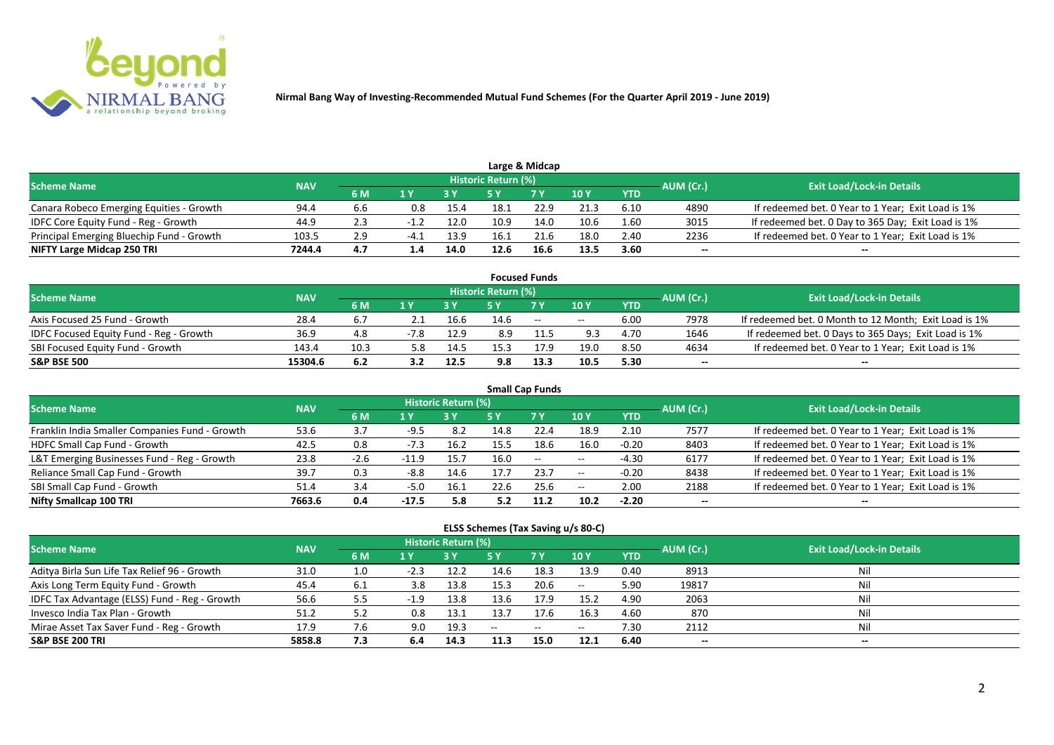**Nirmal Bang Way of Investing-Recommended Mutual Fund Schemes (For the Quarter April 2019 - June 2019)**

## Large & Midcap

| Scheme Name | NAV | Historic Return (%) | | | | | | | AUM (Cr.) | Exit Load/Lock-in Details |
|---|---|---|---|---|---|---|---|---|---|---|
| | | 6 M | 1 Y | 3 Y | 5 Y | 7 Y | 10 Y | YTD | | |
| Canara Robeco Emerging Equities - Growth | 94.4 | 6.6 | 0.8 | 15.4 | 18.1 | 22.9 | 21.3 | 6.10 | 4890 | If redeemed bet. 0 Year to 1 Year; Exit Load is 1% |
| IDFC Core Equity Fund - Reg - Growth | 44.9 | 2.3 | -1.2 | 12.0 | 10.9 | 14.0 | 10.6 | 1.60 | 3015 | If redeemed bet. 0 Day to 365 Day; Exit Load is 1% |
| Principal Emerging Bluechip Fund - Growth | 103.5 | 2.9 | -4.1 | 13.9 | 16.1 | 21.6 | 18.0 | 2.40 | 2236 | If redeemed bet. 0 Year to 1 Year; Exit Load is 1% |
| **NIFTY Large Midcap 250 TRI** | **7244.4** | **4.7** | **1.4** | **14.0** | **12.6** | **16.6** | **13.5** | **3.60** | **--** | **--** |

## Focused Funds

| Scheme Name | NAV | Historic Return (%) | | | | | | | AUM (Cr.) | Exit Load/Lock-in Details |
|---|---|---|---|---|---|---|---|---|---|---|
| | | 6 M | 1 Y | 3 Y | 5 Y | 7 Y | 10 Y | YTD | | |
| Axis Focused 25 Fund - Growth | 28.4 | 6.7 | 2.1 | 16.6 | 14.6 | -- | -- | 6.00 | 7978 | If redeemed bet. 0 Month to 12 Month; Exit Load is 1% |
| IDFC Focused Equity Fund - Reg - Growth | 36.9 | 4.8 | -7.8 | 12.9 | 8.9 | 11.5 | 9.3 | 4.70 | 1646 | If redeemed bet. 0 Days to 365 Days; Exit Load is 1% |
| SBI Focused Equity Fund - Growth | 143.4 | 10.3 | 5.8 | 14.5 | 15.3 | 17.9 | 19.0 | 8.50 | 4634 | If redeemed bet. 0 Year to 1 Year; Exit Load is 1% |
| **S&P BSE 500** | **15304.6** | **6.2** | **3.2** | **12.5** | **9.8** | **13.3** | **10.5** | **5.30** | **--** | **--** |

## Small Cap Funds

| Scheme Name | NAV | Historic Return (%) | | | | | | | AUM (Cr.) | Exit Load/Lock-in Details |
|---|---|---|---|---|---|---|---|---|---|---|
| | | 6 M | 1 Y | 3 Y | 5 Y | 7 Y | 10 Y | YTD | | |
| Franklin India Smaller Companies Fund - Growth | 53.6 | 3.7 | -9.5 | 8.2 | 14.8 | 22.4 | 18.9 | 2.10 | 7577 | If redeemed bet. 0 Year to 1 Year; Exit Load is 1% |
| HDFC Small Cap Fund - Growth | 42.5 | 0.8 | -7.3 | 16.2 | 15.5 | 18.6 | 16.0 | -0.20 | 8403 | If redeemed bet. 0 Year to 1 Year; Exit Load is 1% |
| L&T Emerging Businesses Fund - Reg - Growth | 23.8 | -2.6 | -11.9 | 15.7 | 16.0 | -- | -- | -4.30 | 6177 | If redeemed bet. 0 Year to 1 Year; Exit Load is 1% |
| Reliance Small Cap Fund - Growth | 39.7 | 0.3 | -8.8 | 14.6 | 17.7 | 23.7 | -- | -0.20 | 8438 | If redeemed bet. 0 Year to 1 Year; Exit Load is 1% |
| SBI Small Cap Fund - Growth | 51.4 | 3.4 | -5.0 | 16.1 | 22.6 | 25.6 | -- | 2.00 | 2188 | If redeemed bet. 0 Year to 1 Year; Exit Load is 1% |
| **Nifty Smallcap 100 TRI** | **7663.6** | **0.4** | **-17.5** | **5.8** | **5.2** | **11.2** | **10.2** | **-2.20** | **--** | **--** |

## ELSS Schemes (Tax Saving u/s 80-C)

| Scheme Name | NAV | Historic Return (%) | | | | | | | AUM (Cr.) | Exit Load/Lock-in Details |
|---|---|---|---|---|---|---|---|---|---|---|
| | | 6 M | 1 Y | 3 Y | 5 Y | 7 Y | 10 Y | YTD | | |
| Aditya Birla Sun Life Tax Relief 96 - Growth | 31.0 | 1.0 | -2.3 | 12.2 | 14.6 | 18.3 | 13.9 | 0.40 | 8913 | Nil |
| Axis Long Term Equity Fund - Growth | 45.4 | 6.1 | 3.8 | 13.8 | 15.3 | 20.6 | -- | 5.90 | 19817 | Nil |
| IDFC Tax Advantage (ELSS) Fund - Reg - Growth | 56.6 | 5.5 | -1.9 | 13.8 | 13.6 | 17.9 | 15.2 | 4.90 | 2063 | Nil |
| Invesco India Tax Plan - Growth | 51.2 | 5.2 | 0.8 | 13.1 | 13.7 | 17.6 | 16.3 | 4.60 | 870 | Nil |
| Mirae Asset Tax Saver Fund - Reg - Growth | 17.9 | 7.6 | 9.0 | 19.3 | -- | -- | -- | 7.30 | 2112 | Nil |
| **S&P BSE 200 TRI** | **5858.8** | **7.3** | **6.4** | **14.3** | **11.3** | **15.0** | **12.1** | **6.40** | **--** | **--** |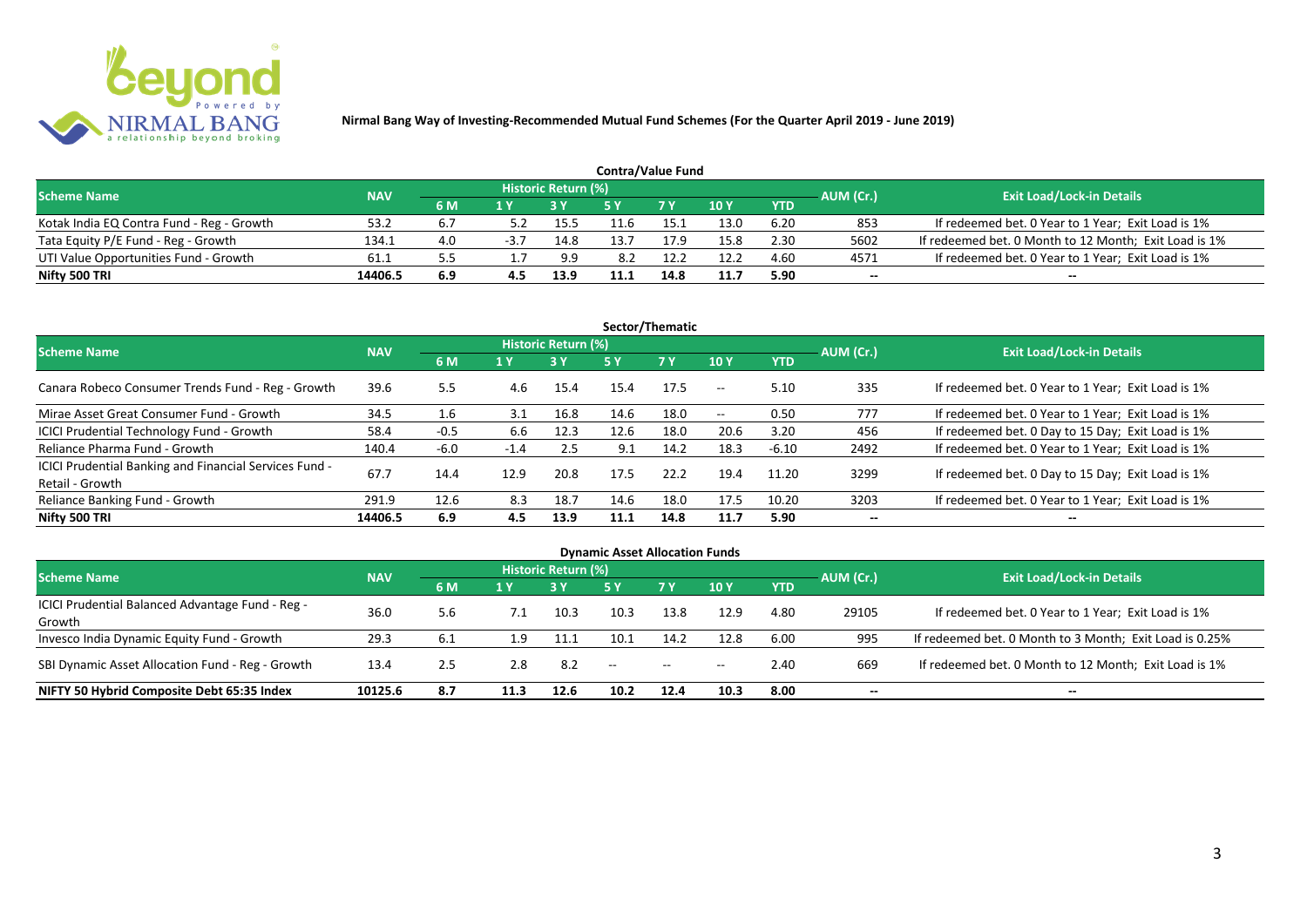**Nirmal Bang Way of Investing-Recommended Mutual Fund Schemes (For the Quarter April 2019 - June 2019)**

## Contra/Value Fund

| Scheme Name | NAV | Historic Return (%) | | | | | | | AUM (Cr.) | Exit Load/Lock-in Details |
|---|---|---|---|---|---|---|---|---|---|---|
| | | 6 M | 1 Y | 3 Y | 5 Y | 7 Y | 10 Y | YTD | | |
| Kotak India EQ Contra Fund - Reg - Growth | 53.2 | 6.7 | 5.2 | 15.5 | 11.6 | 15.1 | 13.0 | 6.20 | 853 | If redeemed bet. 0 Year to 1 Year; Exit Load is 1% |
| Tata Equity P/E Fund - Reg - Growth | 134.1 | 4.0 | -3.7 | 14.8 | 13.7 | 17.9 | 15.8 | 2.30 | 5602 | If redeemed bet. 0 Month to 12 Month; Exit Load is 1% |
| UTI Value Opportunities Fund - Growth | 61.1 | 5.5 | 1.7 | 9.9 | 8.2 | 12.2 | 12.2 | 4.60 | 4571 | If redeemed bet. 0 Year to 1 Year; Exit Load is 1% |
| **Nifty 500 TRI** | **14406.5** | **6.9** | **4.5** | **13.9** | **11.1** | **14.8** | **11.7** | **5.90** | **--** | **--** |

## Sector/Thematic

| Scheme Name | NAV | Historic Return (%) | | | | | | | AUM (Cr.) | Exit Load/Lock-in Details |
|---|---|---|---|---|---|---|---|---|---|---|
| | | 6 M | 1 Y | 3 Y | 5 Y | 7 Y | 10 Y | YTD | | |
| Canara Robeco Consumer Trends Fund - Reg - Growth | 39.6 | 5.5 | 4.6 | 15.4 | 15.4 | 17.5 | -- | 5.10 | 335 | If redeemed bet. 0 Year to 1 Year; Exit Load is 1% |
| Mirae Asset Great Consumer Fund - Growth | 34.5 | 1.6 | 3.1 | 16.8 | 14.6 | 18.0 | -- | 0.50 | 777 | If redeemed bet. 0 Year to 1 Year; Exit Load is 1% |
| ICICI Prudential Technology Fund - Growth | 58.4 | -0.5 | 6.6 | 12.3 | 12.6 | 18.0 | 20.6 | 3.20 | 456 | If redeemed bet. 0 Day to 15 Day; Exit Load is 1% |
| Reliance Pharma Fund - Growth | 140.4 | -6.0 | -1.4 | 2.5 | 9.1 | 14.2 | 18.3 | -6.10 | 2492 | If redeemed bet. 0 Year to 1 Year; Exit Load is 1% |
| ICICI Prudential Banking and Financial Services Fund - Retail - Growth | 67.7 | 14.4 | 12.9 | 20.8 | 17.5 | 22.2 | 19.4 | 11.20 | 3299 | If redeemed bet. 0 Day to 15 Day; Exit Load is 1% |
| Reliance Banking Fund - Growth | 291.9 | 12.6 | 8.3 | 18.7 | 14.6 | 18.0 | 17.5 | 10.20 | 3203 | If redeemed bet. 0 Year to 1 Year; Exit Load is 1% |
| **Nifty 500 TRI** | **14406.5** | **6.9** | **4.5** | **13.9** | **11.1** | **14.8** | **11.7** | **5.90** | **--** | **--** |

## Dynamic Asset Allocation Funds

| Scheme Name | NAV | Historic Return (%) | | | | | | | AUM (Cr.) | Exit Load/Lock-in Details |
|---|---|---|---|---|---|---|---|---|---|---|
| | | 6 M | 1 Y | 3 Y | 5 Y | 7 Y | 10 Y | YTD | | |
| ICICI Prudential Balanced Advantage Fund - Reg - Growth | 36.0 | 5.6 | 7.1 | 10.3 | 10.3 | 13.8 | 12.9 | 4.80 | 29105 | If redeemed bet. 0 Year to 1 Year; Exit Load is 1% |
| Invesco India Dynamic Equity Fund - Growth | 29.3 | 6.1 | 1.9 | 11.1 | 10.1 | 14.2 | 12.8 | 6.00 | 995 | If redeemed bet. 0 Month to 3 Month; Exit Load is 0.25% |
| SBI Dynamic Asset Allocation Fund - Reg - Growth | 13.4 | 2.5 | 2.8 | 8.2 | -- | -- | -- | 2.40 | 669 | If redeemed bet. 0 Month to 12 Month; Exit Load is 1% |
| **NIFTY 50 Hybrid Composite Debt 65:35 Index** | **10125.6** | **8.7** | **11.3** | **12.6** | **10.2** | **12.4** | **10.3** | **8.00** | **--** | **--** |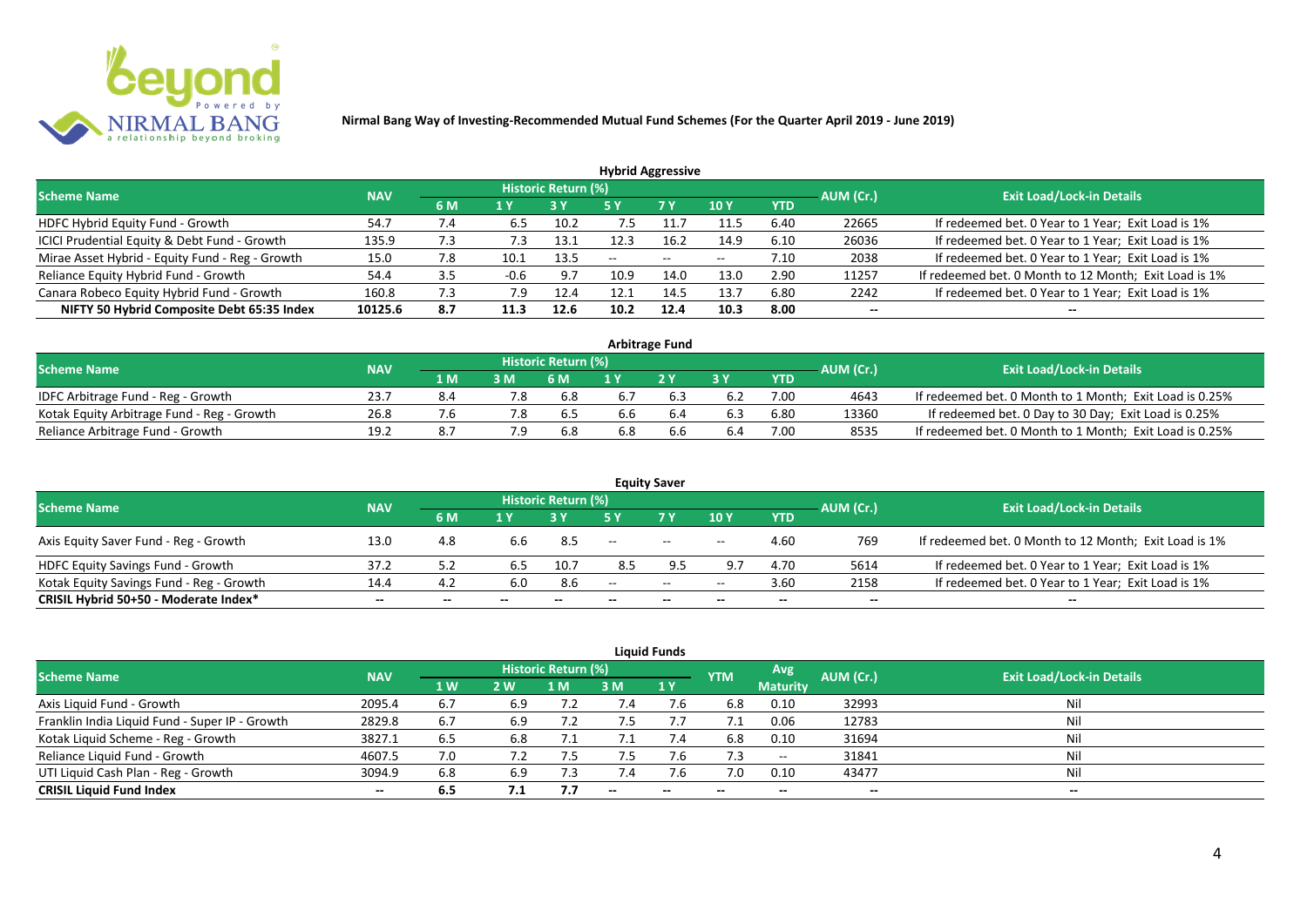**Nirmal Bang Way of Investing-Recommended Mutual Fund Schemes (For the Quarter April 2019 - June 2019)**

## Hybrid Aggressive

| Scheme Name | NAV | Historic Return (%) | | | | | | | AUM (Cr.) | Exit Load/Lock-in Details |
|---|---|---|---|---|---|---|---|---|---|---|
| | | 6 M | 1 Y | 3 Y | 5 Y | 7 Y | 10 Y | YTD | | |
| HDFC Hybrid Equity Fund - Growth | 54.7 | 7.4 | 6.5 | 10.2 | 7.5 | 11.7 | 11.5 | 6.40 | 22665 | If redeemed bet. 0 Year to 1 Year; Exit Load is 1% |
| ICICI Prudential Equity & Debt Fund - Growth | 135.9 | 7.3 | 7.3 | 13.1 | 12.3 | 16.2 | 14.9 | 6.10 | 26036 | If redeemed bet. 0 Year to 1 Year; Exit Load is 1% |
| Mirae Asset Hybrid - Equity Fund - Reg - Growth | 15.0 | 7.8 | 10.1 | 13.5 | -- | -- | -- | 7.10 | 2038 | If redeemed bet. 0 Year to 1 Year; Exit Load is 1% |
| Reliance Equity Hybrid Fund - Growth | 54.4 | 3.5 | -0.6 | 9.7 | 10.9 | 14.0 | 13.0 | 2.90 | 11257 | If redeemed bet. 0 Month to 12 Month; Exit Load is 1% |
| Canara Robeco Equity Hybrid Fund - Growth | 160.8 | 7.3 | 7.9 | 12.4 | 12.1 | 14.5 | 13.7 | 6.80 | 2242 | If redeemed bet. 0 Year to 1 Year; Exit Load is 1% |
| **NIFTY 50 Hybrid Composite Debt 65:35 Index** | **10125.6** | **8.7** | **11.3** | **12.6** | **10.2** | **12.4** | **10.3** | **8.00** | **--** | **--** |

## Arbitrage Fund

| Scheme Name | NAV | Historic Return (%) | | | | | | | AUM (Cr.) | Exit Load/Lock-in Details |
|---|---|---|---|---|---|---|---|---|---|---|
| | | 1 M | 3 M | 6 M | 1 Y | 2 Y | 3 Y | YTD | | |
| IDFC Arbitrage Fund - Reg - Growth | 23.7 | 8.4 | 7.8 | 6.8 | 6.7 | 6.3 | 6.2 | 7.00 | 4643 | If redeemed bet. 0 Month to 1 Month; Exit Load is 0.25% |
| Kotak Equity Arbitrage Fund - Reg - Growth | 26.8 | 7.6 | 7.8 | 6.5 | 6.6 | 6.4 | 6.3 | 6.80 | 13360 | If redeemed bet. 0 Day to 30 Day; Exit Load is 0.25% |
| Reliance Arbitrage Fund - Growth | 19.2 | 8.7 | 7.9 | 6.8 | 6.8 | 6.6 | 6.4 | 7.00 | 8535 | If redeemed bet. 0 Month to 1 Month; Exit Load is 0.25% |

## Equity Saver

| Scheme Name | NAV | Historic Return (%) | | | | | | | AUM (Cr.) | Exit Load/Lock-in Details |
|---|---|---|---|---|---|---|---|---|---|---|
| | | 6 M | 1 Y | 3 Y | 5 Y | 7 Y | 10 Y | YTD | | |
| Axis Equity Saver Fund - Reg - Growth | 13.0 | 4.8 | 6.6 | 8.5 | -- | -- | -- | 4.60 | 769 | If redeemed bet. 0 Month to 12 Month; Exit Load is 1% |
| HDFC Equity Savings Fund - Growth | 37.2 | 5.2 | 6.5 | 10.7 | 8.5 | 9.5 | 9.7 | 4.70 | 5614 | If redeemed bet. 0 Year to 1 Year; Exit Load is 1% |
| Kotak Equity Savings Fund - Reg - Growth | 14.4 | 4.2 | 6.0 | 8.6 | -- | -- | -- | 3.60 | 2158 | If redeemed bet. 0 Year to 1 Year; Exit Load is 1% |
| **CRISIL Hybrid 50+50 - Moderate Index*** | **--** | **--** | **--** | **--** | **--** | **--** | **--** | **--** | **--** | **--** |

## Liquid Funds

| Scheme Name | NAV | Historic Return (%) | | | | | YTM | Avg Maturity | AUM (Cr.) | Exit Load/Lock-in Details |
|---|---|---|---|---|---|---|---|---|---|---|
| | | 1 W | 2 W | 1 M | 3 M | 1 Y | | | | |
| Axis Liquid Fund - Growth | 2095.4 | 6.7 | 6.9 | 7.2 | 7.4 | 7.6 | 6.8 | 0.10 | 32993 | Nil |
| Franklin India Liquid Fund - Super IP - Growth | 2829.8 | 6.7 | 6.9 | 7.2 | 7.5 | 7.7 | 7.1 | 0.06 | 12783 | Nil |
| Kotak Liquid Scheme - Reg - Growth | 3827.1 | 6.5 | 6.8 | 7.1 | 7.1 | 7.4 | 6.8 | 0.10 | 31694 | Nil |
| Reliance Liquid Fund - Growth | 4607.5 | 7.0 | 7.2 | 7.5 | 7.5 | 7.6 | 7.3 | -- | 31841 | Nil |
| UTI Liquid Cash Plan - Reg - Growth | 3094.9 | 6.8 | 6.9 | 7.3 | 7.4 | 7.6 | 7.0 | 0.10 | 43477 | Nil |
| **CRISIL Liquid Fund Index** | **--** | **6.5** | **7.1** | **7.7** | **--** | **--** | **--** | **--** | **--** | **--** |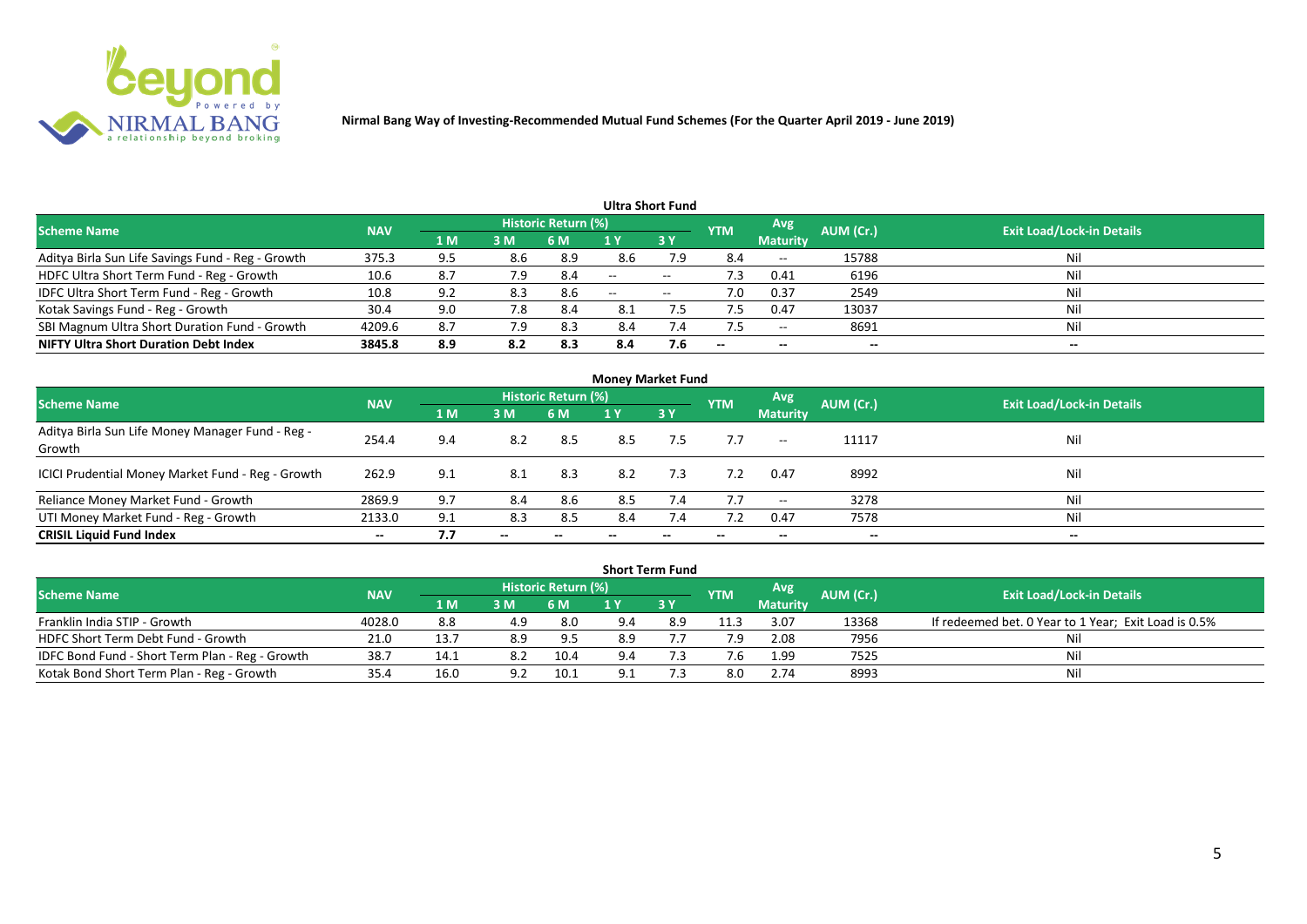**Nirmal Bang Way of Investing-Recommended Mutual Fund Schemes (For the Quarter April 2019 - June 2019)**

## Ultra Short Fund

| Scheme Name | NAV | Historic Return (%) | | | | | YTM | Avg Maturity | AUM (Cr.) | Exit Load/Lock-in Details |
|---|---|---|---|---|---|---|---|---|---|---|
| | | 1 M | 3 M | 6 M | 1 Y | 3 Y | | | | |
| Aditya Birla Sun Life Savings Fund - Reg - Growth | 375.3 | 9.5 | 8.6 | 8.9 | 8.6 | 7.9 | 8.4 | -- | 15788 | Nil |
| HDFC Ultra Short Term Fund - Reg - Growth | 10.6 | 8.7 | 7.9 | 8.4 | -- | -- | 7.3 | 0.41 | 6196 | Nil |
| IDFC Ultra Short Term Fund - Reg - Growth | 10.8 | 9.2 | 8.3 | 8.6 | -- | -- | 7.0 | 0.37 | 2549 | Nil |
| Kotak Savings Fund - Reg - Growth | 30.4 | 9.0 | 7.8 | 8.4 | 8.1 | 7.5 | 7.5 | 0.47 | 13037 | Nil |
| SBI Magnum Ultra Short Duration Fund - Growth | 4209.6 | 8.7 | 7.9 | 8.3 | 8.4 | 7.4 | 7.5 | -- | 8691 | Nil |
| **NIFTY Ultra Short Duration Debt Index** | **3845.8** | **8.9** | **8.2** | **8.3** | **8.4** | **7.6** | **--** | **--** | **--** | **--** |

## Money Market Fund

| Scheme Name | NAV | Historic Return (%) | | | | | YTM | Avg Maturity | AUM (Cr.) | Exit Load/Lock-in Details |
|---|---|---|---|---|---|---|---|---|---|---|
| | | 1 M | 3 M | 6 M | 1 Y | 3 Y | | | | |
| Aditya Birla Sun Life Money Manager Fund - Reg - Growth | 254.4 | 9.4 | 8.2 | 8.5 | 8.5 | 7.5 | 7.7 | -- | 11117 | Nil |
| ICICI Prudential Money Market Fund - Reg - Growth | 262.9 | 9.1 | 8.1 | 8.3 | 8.2 | 7.3 | 7.2 | 0.47 | 8992 | Nil |
| Reliance Money Market Fund - Growth | 2869.9 | 9.7 | 8.4 | 8.6 | 8.5 | 7.4 | 7.7 | -- | 3278 | Nil |
| UTI Money Market Fund - Reg - Growth | 2133.0 | 9.1 | 8.3 | 8.5 | 8.4 | 7.4 | 7.2 | 0.47 | 7578 | Nil |
| **CRISIL Liquid Fund Index** | **--** | **7.7** | **--** | **--** | **--** | **--** | **--** | **--** | **--** | **--** |

## Short Term Fund

| Scheme Name | NAV | Historic Return (%) | | | | | YTM | Avg Maturity | AUM (Cr.) | Exit Load/Lock-in Details |
|---|---|---|---|---|---|---|---|---|---|---|
| | | 1 M | 3 M | 6 M | 1 Y | 3 Y | | | | |
| Franklin India STIP - Growth | 4028.0 | 8.8 | 4.9 | 8.0 | 9.4 | 8.9 | 11.3 | 3.07 | 13368 | If redeemed bet. 0 Year to 1 Year; Exit Load is 0.5% |
| HDFC Short Term Debt Fund - Growth | 21.0 | 13.7 | 8.9 | 9.5 | 8.9 | 7.7 | 7.9 | 2.08 | 7956 | Nil |
| IDFC Bond Fund - Short Term Plan - Reg - Growth | 38.7 | 14.1 | 8.2 | 10.4 | 9.4 | 7.3 | 7.6 | 1.99 | 7525 | Nil |
| Kotak Bond Short Term Plan - Reg - Growth | 35.4 | 16.0 | 9.2 | 10.1 | 9.1 | 7.3 | 8.0 | 2.74 | 8993 | Nil |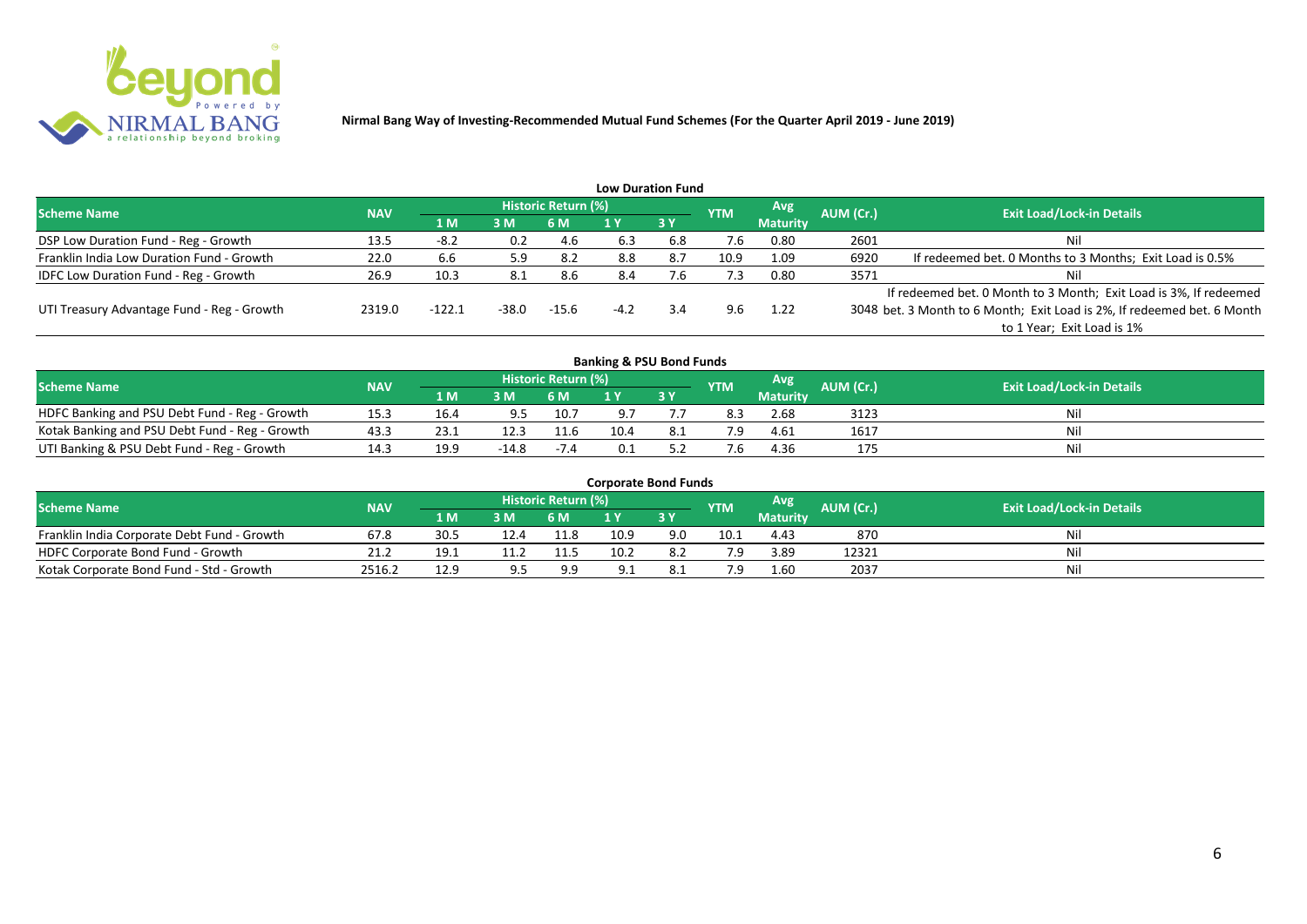**Nirmal Bang Way of Investing-Recommended Mutual Fund Schemes (For the Quarter April 2019 - June 2019)**

## Low Duration Fund

| Scheme Name | NAV | Historic Return (%) | | | | | YTM | Avg Maturity | AUM (Cr.) | Exit Load/Lock-in Details |
|---|---|---|---|---|---|---|---|---|---|---|
| | | 1 M | 3 M | 6 M | 1 Y | 3 Y | | | | |
| DSP Low Duration Fund - Reg - Growth | 13.5 | -8.2 | 0.2 | 4.6 | 6.3 | 6.8 | 7.6 | 0.80 | 2601 | Nil |
| Franklin India Low Duration Fund - Growth | 22.0 | 6.6 | 5.9 | 8.2 | 8.8 | 8.7 | 10.9 | 1.09 | 6920 | If redeemed bet. 0 Months to 3 Months; Exit Load is 0.5% |
| IDFC Low Duration Fund - Reg - Growth | 26.9 | 10.3 | 8.1 | 8.6 | 8.4 | 7.6 | 7.3 | 0.80 | 3571 | Nil |
| UTI Treasury Advantage Fund - Reg - Growth | 2319.0 | -122.1 | -38.0 | -15.6 | -4.2 | 3.4 | 9.6 | 1.22 | 3048 | If redeemed bet. 0 Month to 3 Month; Exit Load is 3%, If redeemed bet. 3 Month to 6 Month; Exit Load is 2%, If redeemed bet. 6 Month to 1 Year; Exit Load is 1% |

## Banking & PSU Bond Funds

| Scheme Name | NAV | Historic Return (%) | | | | | YTM | Avg Maturity | AUM (Cr.) | Exit Load/Lock-in Details |
|---|---|---|---|---|---|---|---|---|---|---|
| | | 1 M | 3 M | 6 M | 1 Y | 3 Y | | | | |
| HDFC Banking and PSU Debt Fund - Reg - Growth | 15.3 | 16.4 | 9.5 | 10.7 | 9.7 | 7.7 | 8.3 | 2.68 | 3123 | Nil |
| Kotak Banking and PSU Debt Fund - Reg - Growth | 43.3 | 23.1 | 12.3 | 11.6 | 10.4 | 8.1 | 7.9 | 4.61 | 1617 | Nil |
| UTI Banking & PSU Debt Fund - Reg - Growth | 14.3 | 19.9 | -14.8 | -7.4 | 0.1 | 5.2 | 7.6 | 4.36 | 175 | Nil |

## Corporate Bond Funds

| Scheme Name | NAV | Historic Return (%) | | | | | YTM | Avg Maturity | AUM (Cr.) | Exit Load/Lock-in Details |
|---|---|---|---|---|---|---|---|---|---|---|
| | | 1 M | 3 M | 6 M | 1 Y | 3 Y | | | | |
| Franklin India Corporate Debt Fund - Growth | 67.8 | 30.5 | 12.4 | 11.8 | 10.9 | 9.0 | 10.1 | 4.43 | 870 | Nil |
| HDFC Corporate Bond Fund - Growth | 21.2 | 19.1 | 11.2 | 11.5 | 10.2 | 8.2 | 7.9 | 3.89 | 12321 | Nil |
| Kotak Corporate Bond Fund - Std - Growth | 2516.2 | 12.9 | 9.5 | 9.9 | 9.1 | 8.1 | 7.9 | 1.60 | 2037 | Nil |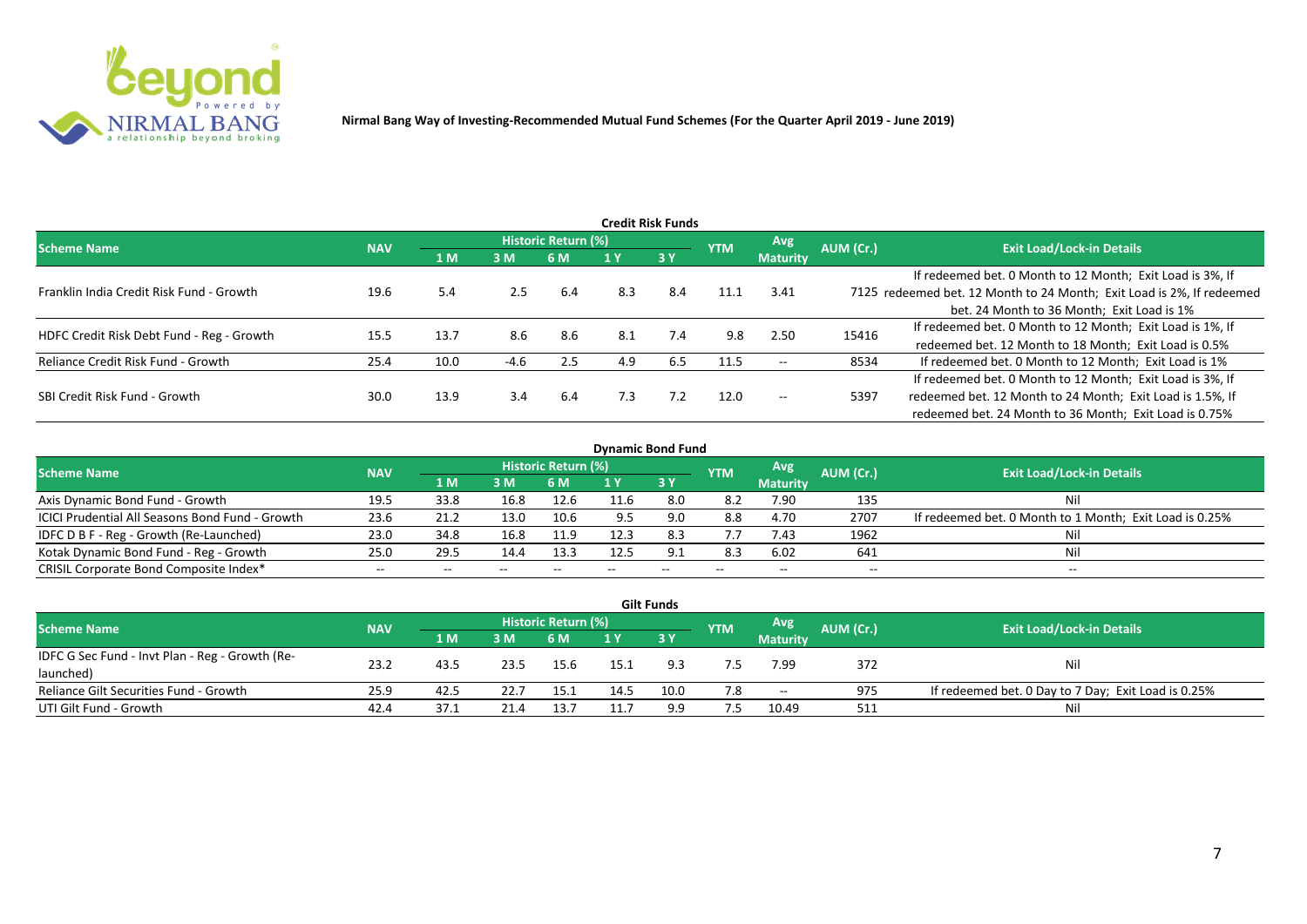**Nirmal Bang Way of Investing-Recommended Mutual Fund Schemes (For the Quarter April 2019 - June 2019)**

## Credit Risk Funds

| Scheme Name | NAV | Historic Return (%) | | | | | YTM | Avg Maturity | AUM (Cr.) | Exit Load/Lock-in Details |
|---|---|---|---|---|---|---|---|---|---|---|
| | | 1 M | 3 M | 6 M | 1 Y | 3 Y | | | | |
| Franklin India Credit Risk Fund - Growth | 19.6 | 5.4 | 2.5 | 6.4 | 8.3 | 8.4 | 11.1 | 3.41 | 7125 | If redeemed bet. 0 Month to 12 Month; Exit Load is 3%, If redeemed bet. 12 Month to 24 Month; Exit Load is 2%, If redeemed bet. 24 Month to 36 Month; Exit Load is 1% |
| HDFC Credit Risk Debt Fund - Reg - Growth | 15.5 | 13.7 | 8.6 | 8.6 | 8.1 | 7.4 | 9.8 | 2.50 | 15416 | If redeemed bet. 0 Month to 12 Month; Exit Load is 1%, If redeemed bet. 12 Month to 18 Month; Exit Load is 0.5% |
| Reliance Credit Risk Fund - Growth | 25.4 | 10.0 | -4.6 | 2.5 | 4.9 | 6.5 | 11.5 | -- | 8534 | If redeemed bet. 0 Month to 12 Month; Exit Load is 1% |
| SBI Credit Risk Fund - Growth | 30.0 | 13.9 | 3.4 | 6.4 | 7.3 | 7.2 | 12.0 | -- | 5397 | If redeemed bet. 0 Month to 12 Month; Exit Load is 3%, If redeemed bet. 12 Month to 24 Month; Exit Load is 1.5%, If redeemed bet. 24 Month to 36 Month; Exit Load is 0.75% |

## Dynamic Bond Fund

| Scheme Name | NAV | Historic Return (%) | | | | | YTM | Avg Maturity | AUM (Cr.) | Exit Load/Lock-in Details |
|---|---|---|---|---|---|---|---|---|---|---|
| | | 1 M | 3 M | 6 M | 1 Y | 3 Y | | | | |
| Axis Dynamic Bond Fund - Growth | 19.5 | 33.8 | 16.8 | 12.6 | 11.6 | 8.0 | 8.2 | 7.90 | 135 | Nil |
| ICICI Prudential All Seasons Bond Fund - Growth | 23.6 | 21.2 | 13.0 | 10.6 | 9.5 | 9.0 | 8.8 | 4.70 | 2707 | If redeemed bet. 0 Month to 1 Month; Exit Load is 0.25% |
| IDFC D B F - Reg - Growth (Re-Launched) | 23.0 | 34.8 | 16.8 | 11.9 | 12.3 | 8.3 | 7.7 | 7.43 | 1962 | Nil |
| Kotak Dynamic Bond Fund - Reg - Growth | 25.0 | 29.5 | 14.4 | 13.3 | 12.5 | 9.1 | 8.3 | 6.02 | 641 | Nil |
| CRISIL Corporate Bond Composite Index* | -- | -- | -- | -- | -- | -- | -- | -- | -- | -- |

## Gilt Funds

| Scheme Name | NAV | Historic Return (%) | | | | | YTM | Avg Maturity | AUM (Cr.) | Exit Load/Lock-in Details |
|---|---|---|---|---|---|---|---|---|---|---|
| | | 1 M | 3 M | 6 M | 1 Y | 3 Y | | | | |
| IDFC G Sec Fund - Invt Plan - Reg - Growth (Re-launched) | 23.2 | 43.5 | 23.5 | 15.6 | 15.1 | 9.3 | 7.5 | 7.99 | 372 | Nil |
| Reliance Gilt Securities Fund - Growth | 25.9 | 42.5 | 22.7 | 15.1 | 14.5 | 10.0 | 7.8 | -- | 975 | If redeemed bet. 0 Day to 7 Day; Exit Load is 0.25% |
| UTI Gilt Fund - Growth | 42.4 | 37.1 | 21.4 | 13.7 | 11.7 | 9.9 | 7.5 | 10.49 | 511 | Nil |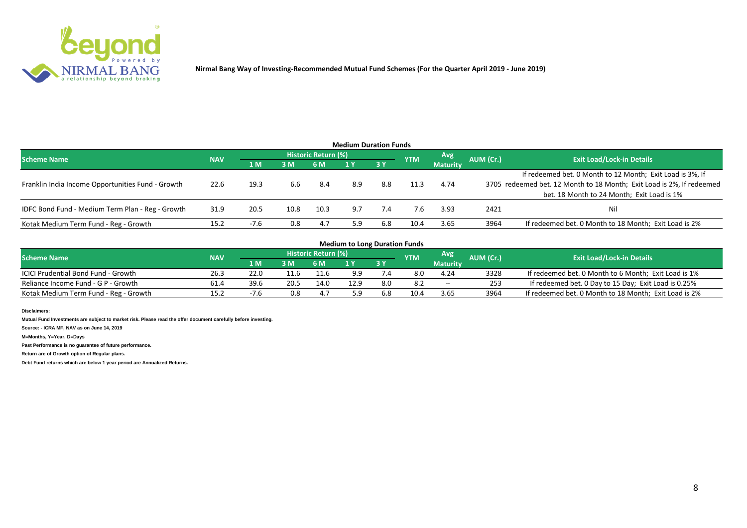Nirmal Bang Way of Investing-Recommended Mutual Fund Schemes (For the Quarter April 2019 - June 2019)

**Medium Duration Funds**

| Scheme Name | NAV | Historic Return (%) | | | | | YTM | Avg Maturity | AUM (Cr.) | Exit Load/Lock-in Details |
|---|---|---|---|---|---|---|---|---|---|---|
| | | 1 M | 3 M | 6 M | 1 Y | 3 Y | | | | |
| Franklin India Income Opportunities Fund - Growth | 22.6 | 19.3 | 6.6 | 8.4 | 8.9 | 8.8 | 11.3 | 4.74 | 3705 | If redeemed bet. 0 Month to 12 Month; Exit Load is 3%, If redeemed bet. 12 Month to 18 Month; Exit Load is 2%, If redeemed bet. 18 Month to 24 Month; Exit Load is 1% |
| IDFC Bond Fund - Medium Term Plan - Reg - Growth | 31.9 | 20.5 | 10.8 | 10.3 | 9.7 | 7.4 | 7.6 | 3.93 | 2421 | Nil |
| Kotak Medium Term Fund - Reg - Growth | 15.2 | -7.6 | 0.8 | 4.7 | 5.9 | 6.8 | 10.4 | 3.65 | 3964 | If redeemed bet. 0 Month to 18 Month; Exit Load is 2% |

**Medium to Long Duration Funds**

| Scheme Name | NAV | Historic Return (%) | | | | | YTM | Avg Maturity | AUM (Cr.) | Exit Load/Lock-in Details |
|---|---|---|---|---|---|---|---|---|---|---|
| | | 1 M | 3 M | 6 M | 1 Y | 3 Y | | | | |
| ICICI Prudential Bond Fund - Growth | 26.3 | 22.0 | 11.6 | 11.6 | 9.9 | 7.4 | 8.0 | 4.24 | 3328 | If redeemed bet. 0 Month to 6 Month; Exit Load is 1% |
| Reliance Income Fund - G P - Growth | 61.4 | 39.6 | 20.5 | 14.0 | 12.9 | 8.0 | 8.2 | -- | 253 | If redeemed bet. 0 Day to 15 Day; Exit Load is 0.25% |
| Kotak Medium Term Fund - Reg - Growth | 15.2 | -7.6 | 0.8 | 4.7 | 5.9 | 6.8 | 10.4 | 3.65 | 3964 | If redeemed bet. 0 Month to 18 Month; Exit Load is 2% |

**Disclaimers:**

**Mutual Fund Investments are subject to market risk. Please read the offer document carefully before investing.**

**Source: - ICRA MF, NAV as on June 14, 2019**

**M=Months, Y=Year, D=Days**

**Past Performance is no guarantee of future performance.**

**Return are of Growth option of Regular plans.**

**Debt Fund returns which are below 1 year period are Annualized Returns.**